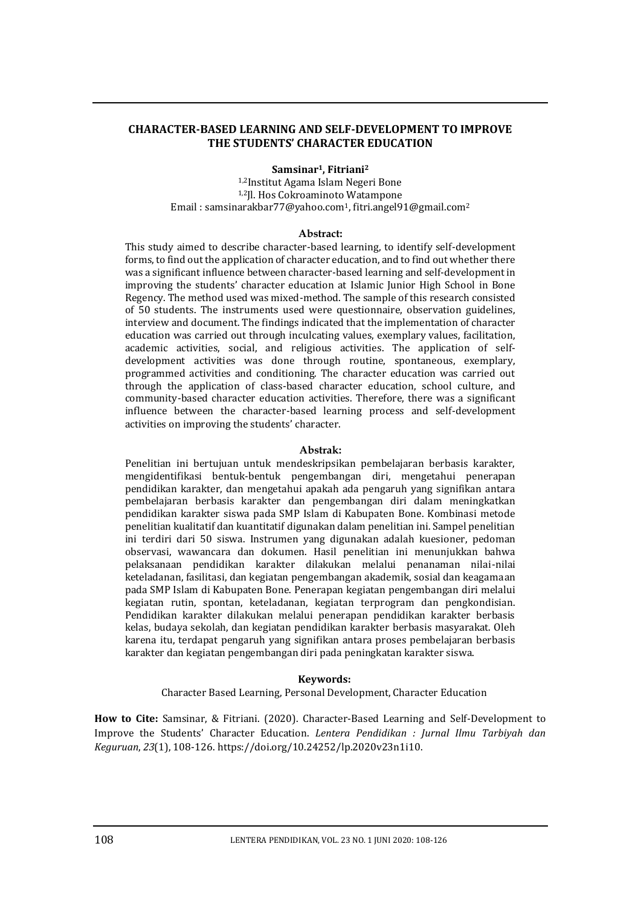# CHARACTER-BASED LEARNING AND SELF-DEVELOPMENT TO IMPROVE THE STUDENTS' CHARACTER EDUCATION

**Samsinar[1], Fitriani[2]**

[1,2]Institut Agama Islam Negeri Bone
[1,2]Jl. Hos Cokroaminoto Watampone
Email : samsinarakbar77@yahoo.com[1], fitri.angel91@gmail.com[2]

**Abstract:**

This study aimed to describe character-based learning, to identify self-development forms, to find out the application of character education, and to find out whether there was a significant influence between character-based learning and self-development in improving the students' character education at Islamic Junior High School in Bone Regency. The method used was mixed-method. The sample of this research consisted of 50 students. The instruments used were questionnaire, observation guidelines, interview and document. The findings indicated that the implementation of character education was carried out through inculcating values, exemplary values, facilitation, academic activities, social, and religious activities. The application of self-development activities was done through routine, spontaneous, exemplary, programmed activities and conditioning. The character education was carried out through the application of class-based character education, school culture, and community-based character education activities. Therefore, there was a significant influence between the character-based learning process and self-development activities on improving the students' character.

**Abstrak:**

Penelitian ini bertujuan untuk mendeskripsikan pembelajaran berbasis karakter, mengidentifikasi bentuk-bentuk pengembangan diri, mengetahui penerapan pendidikan karakter, dan mengetahui apakah ada pengaruh yang signifikan antara pembelajaran berbasis karakter dan pengembangan diri dalam meningkatkan pendidikan karakter siswa pada SMP Islam di Kabupaten Bone. Kombinasi metode penelitian kualitatif dan kuantitatif digunakan dalam penelitian ini. Sampel penelitian ini terdiri dari 50 siswa. Instrumen yang digunakan adalah kuesioner, pedoman observasi, wawancara dan dokumen. Hasil penelitian ini menunjukkan bahwa pelaksanaan pendidikan karakter dilakukan melalui penanaman nilai-nilai keteladanan, fasilitasi, dan kegiatan pengembangan akademik, sosial dan keagamaan pada SMP Islam di Kabupaten Bone. Penerapan kegiatan pengembangan diri melalui kegiatan rutin, spontan, keteladanan, kegiatan terprogram dan pengkondisian. Pendidikan karakter dilakukan melalui penerapan pendidikan karakter berbasis kelas, budaya sekolah, dan kegiatan pendidikan karakter berbasis masyarakat. Oleh karena itu, terdapat pengaruh yang signifikan antara proses pembelajaran berbasis karakter dan kegiatan pengembangan diri pada peningkatan karakter siswa.

**Keywords:**

Character Based Learning, Personal Development, Character Education

**How to Cite:** Samsinar, & Fitriani. (2020). Character-Based Learning and Self-Development to Improve the Students' Character Education. *Lentera Pendidikan : Jurnal Ilmu Tarbiyah dan Keguruan*, *23*(1), 108-126. https://doi.org/10.24252/lp.2020v23n1i10.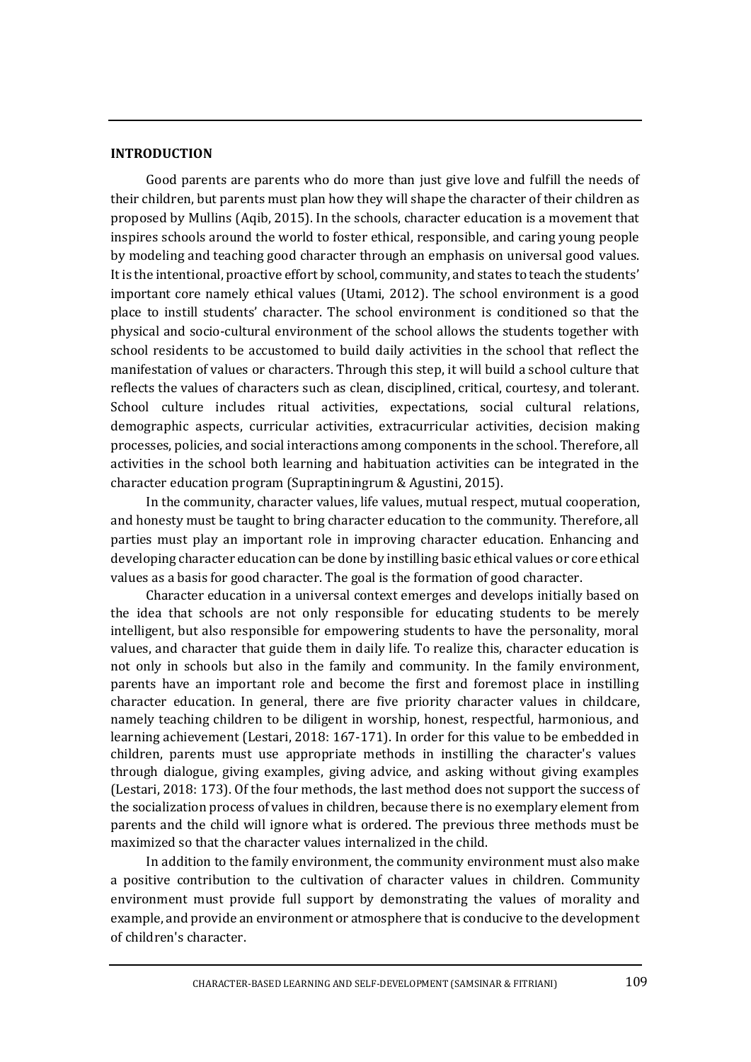## INTRODUCTION

Good parents are parents who do more than just give love and fulfill the needs of their children, but parents must plan how they will shape the character of their children as proposed by Mullins (Aqib, 2015). In the schools, character education is a movement that inspires schools around the world to foster ethical, responsible, and caring young people by modeling and teaching good character through an emphasis on universal good values. It is the intentional, proactive effort by school, community, and states to teach the students' important core namely ethical values (Utami, 2012). The school environment is a good place to instill students' character. The school environment is conditioned so that the physical and socio-cultural environment of the school allows the students together with school residents to be accustomed to build daily activities in the school that reflect the manifestation of values or characters. Through this step, it will build a school culture that reflects the values of characters such as clean, disciplined, critical, courtesy, and tolerant. School culture includes ritual activities, expectations, social cultural relations, demographic aspects, curricular activities, extracurricular activities, decision making processes, policies, and social interactions among components in the school. Therefore, all activities in the school both learning and habituation activities can be integrated in the character education program (Supraptiningrum & Agustini, 2015).

In the community, character values, life values, mutual respect, mutual cooperation, and honesty must be taught to bring character education to the community. Therefore, all parties must play an important role in improving character education. Enhancing and developing character education can be done by instilling basic ethical values or core ethical values as a basis for good character. The goal is the formation of good character.

Character education in a universal context emerges and develops initially based on the idea that schools are not only responsible for educating students to be merely intelligent, but also responsible for empowering students to have the personality, moral values, and character that guide them in daily life. To realize this, character education is not only in schools but also in the family and community. In the family environment, parents have an important role and become the first and foremost place in instilling character education. In general, there are five priority character values in childcare, namely teaching children to be diligent in worship, honest, respectful, harmonious, and learning achievement (Lestari, 2018: 167-171). In order for this value to be embedded in children, parents must use appropriate methods in instilling the character's values through dialogue, giving examples, giving advice, and asking without giving examples (Lestari, 2018: 173). Of the four methods, the last method does not support the success of the socialization process of values in children, because there is no exemplary element from parents and the child will ignore what is ordered. The previous three methods must be maximized so that the character values internalized in the child.

In addition to the family environment, the community environment must also make a positive contribution to the cultivation of character values in children. Community environment must provide full support by demonstrating the values of morality and example, and provide an environment or atmosphere that is conducive to the development of children's character.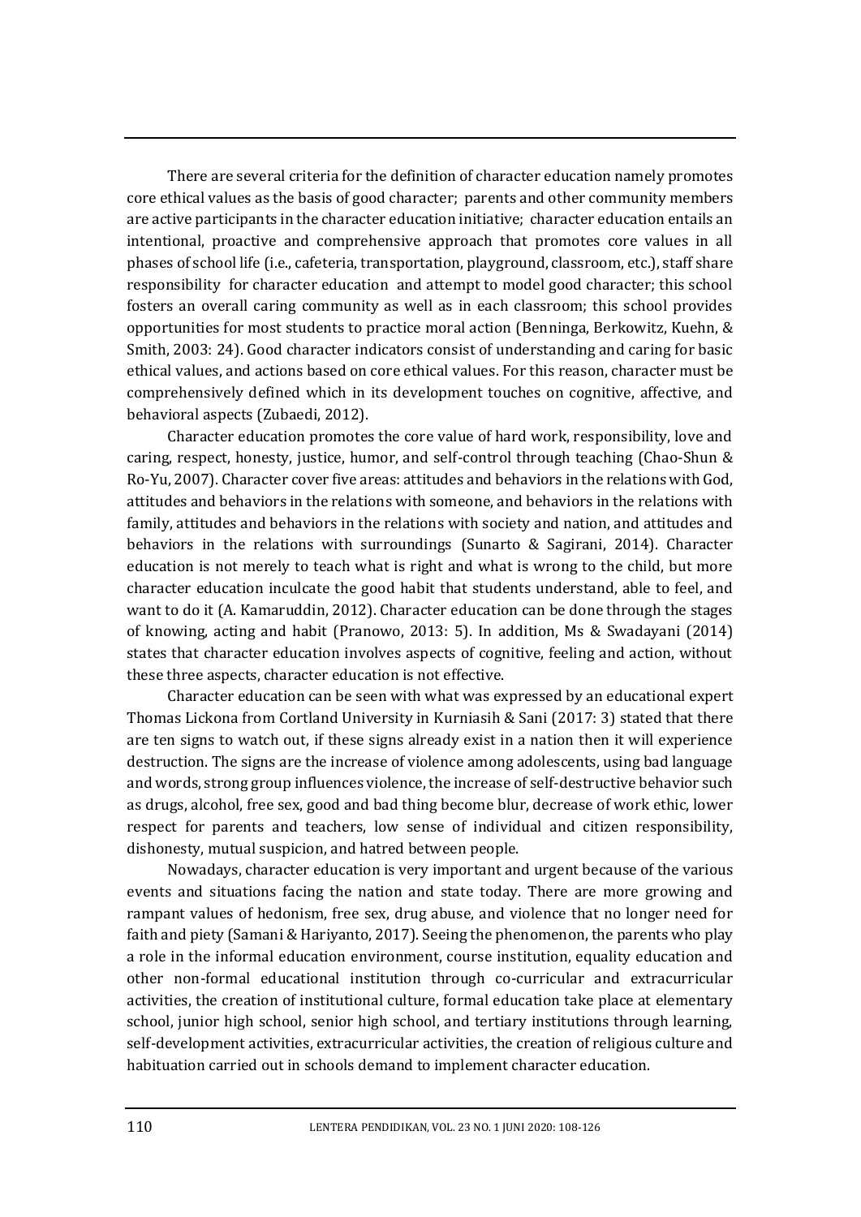There are several criteria for the definition of character education namely promotes core ethical values as the basis of good character; parents and other community members are active participants in the character education initiative; character education entails an intentional, proactive and comprehensive approach that promotes core values in all phases of school life (i.e., cafeteria, transportation, playground, classroom, etc.), staff share responsibility for character education and attempt to model good character; this school fosters an overall caring community as well as in each classroom; this school provides opportunities for most students to practice moral action (Benninga, Berkowitz, Kuehn, & Smith, 2003: 24). Good character indicators consist of understanding and caring for basic ethical values, and actions based on core ethical values. For this reason, character must be comprehensively defined which in its development touches on cognitive, affective, and behavioral aspects (Zubaedi, 2012).

Character education promotes the core value of hard work, responsibility, love and caring, respect, honesty, justice, humor, and self-control through teaching (Chao-Shun & Ro-Yu, 2007). Character cover five areas: attitudes and behaviors in the relations with God, attitudes and behaviors in the relations with someone, and behaviors in the relations with family, attitudes and behaviors in the relations with society and nation, and attitudes and behaviors in the relations with surroundings (Sunarto & Sagirani, 2014). Character education is not merely to teach what is right and what is wrong to the child, but more character education inculcate the good habit that students understand, able to feel, and want to do it (A. Kamaruddin, 2012). Character education can be done through the stages of knowing, acting and habit (Pranowo, 2013: 5). In addition, Ms & Swadayani (2014) states that character education involves aspects of cognitive, feeling and action, without these three aspects, character education is not effective.

Character education can be seen with what was expressed by an educational expert Thomas Lickona from Cortland University in Kurniasih & Sani (2017: 3) stated that there are ten signs to watch out, if these signs already exist in a nation then it will experience destruction. The signs are the increase of violence among adolescents, using bad language and words, strong group influences violence, the increase of self-destructive behavior such as drugs, alcohol, free sex, good and bad thing become blur, decrease of work ethic, lower respect for parents and teachers, low sense of individual and citizen responsibility, dishonesty, mutual suspicion, and hatred between people.

Nowadays, character education is very important and urgent because of the various events and situations facing the nation and state today. There are more growing and rampant values of hedonism, free sex, drug abuse, and violence that no longer need for faith and piety (Samani & Hariyanto, 2017). Seeing the phenomenon, the parents who play a role in the informal education environment, course institution, equality education and other non-formal educational institution through co-curricular and extracurricular activities, the creation of institutional culture, formal education take place at elementary school, junior high school, senior high school, and tertiary institutions through learning, self-development activities, extracurricular activities, the creation of religious culture and habituation carried out in schools demand to implement character education.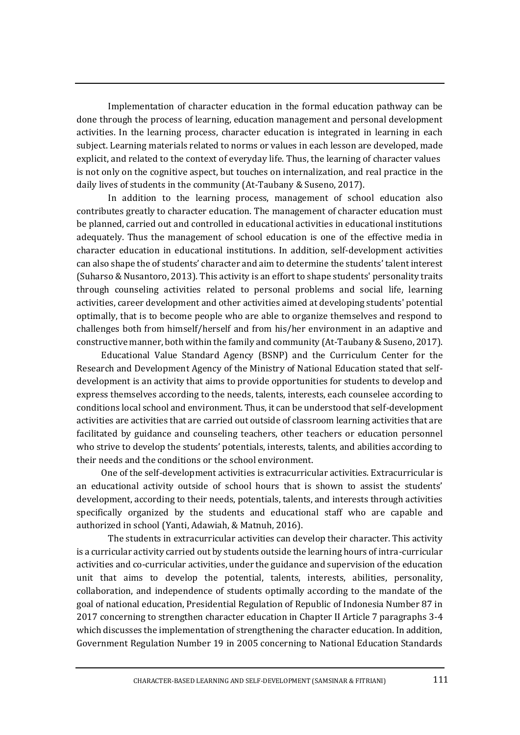Implementation of character education in the formal education pathway can be done through the process of learning, education management and personal development activities. In the learning process, character education is integrated in learning in each subject. Learning materials related to norms or values in each lesson are developed, made explicit, and related to the context of everyday life. Thus, the learning of character values is not only on the cognitive aspect, but touches on internalization, and real practice in the daily lives of students in the community (At-Taubany & Suseno, 2017).

In addition to the learning process, management of school education also contributes greatly to character education. The management of character education must be planned, carried out and controlled in educational activities in educational institutions adequately. Thus the management of school education is one of the effective media in character education in educational institutions. In addition, self-development activities can also shape the of students' character and aim to determine the students' talent interest (Suharso & Nusantoro, 2013). This activity is an effort to shape students' personality traits through counseling activities related to personal problems and social life, learning activities, career development and other activities aimed at developing students' potential optimally, that is to become people who are able to organize themselves and respond to challenges both from himself/herself and from his/her environment in an adaptive and constructive manner, both within the family and community (At-Taubany & Suseno, 2017).

Educational Value Standard Agency (BSNP) and the Curriculum Center for the Research and Development Agency of the Ministry of National Education stated that self-development is an activity that aims to provide opportunities for students to develop and express themselves according to the needs, talents, interests, each counselee according to conditions local school and environment. Thus, it can be understood that self-development activities are activities that are carried out outside of classroom learning activities that are facilitated by guidance and counseling teachers, other teachers or education personnel who strive to develop the students' potentials, interests, talents, and abilities according to their needs and the conditions or the school environment.

One of the self-development activities is extracurricular activities. Extracurricular is an educational activity outside of school hours that is shown to assist the students' development, according to their needs, potentials, talents, and interests through activities specifically organized by the students and educational staff who are capable and authorized in school (Yanti, Adawiah, & Matnuh, 2016).

The students in extracurricular activities can develop their character. This activity is a curricular activity carried out by students outside the learning hours of intra-curricular activities and co-curricular activities, under the guidance and supervision of the education unit that aims to develop the potential, talents, interests, abilities, personality, collaboration, and independence of students optimally according to the mandate of the goal of national education, Presidential Regulation of Republic of Indonesia Number 87 in 2017 concerning to strengthen character education in Chapter II Article 7 paragraphs 3-4 which discusses the implementation of strengthening the character education. In addition, Government Regulation Number 19 in 2005 concerning to National Education Standards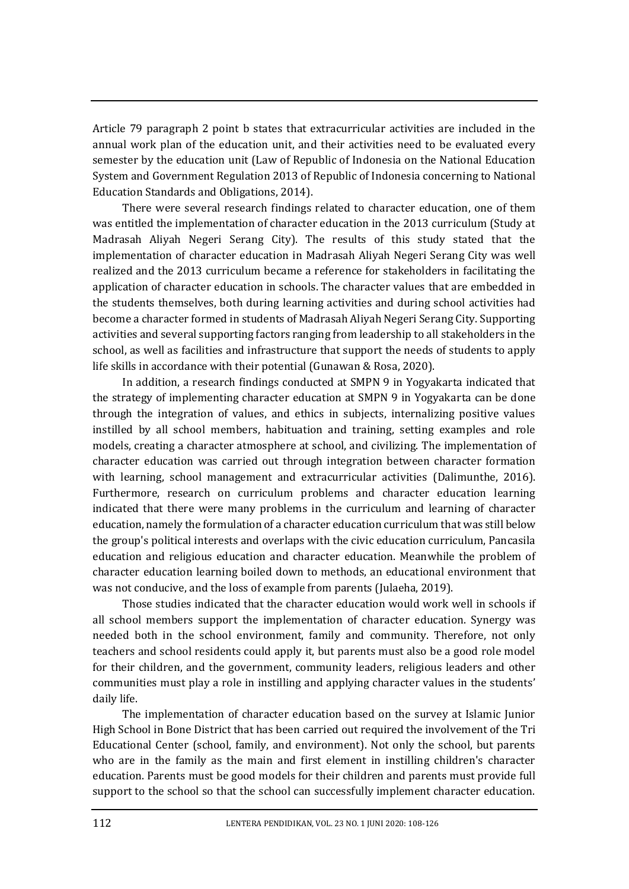Article 79 paragraph 2 point b states that extracurricular activities are included in the annual work plan of the education unit, and their activities need to be evaluated every semester by the education unit (Law of Republic of Indonesia on the National Education System and Government Regulation 2013 of Republic of Indonesia concerning to National Education Standards and Obligations, 2014).

There were several research findings related to character education, one of them was entitled the implementation of character education in the 2013 curriculum (Study at Madrasah Aliyah Negeri Serang City). The results of this study stated that the implementation of character education in Madrasah Aliyah Negeri Serang City was well realized and the 2013 curriculum became a reference for stakeholders in facilitating the application of character education in schools. The character values that are embedded in the students themselves, both during learning activities and during school activities had become a character formed in students of Madrasah Aliyah Negeri Serang City. Supporting activities and several supporting factors ranging from leadership to all stakeholders in the school, as well as facilities and infrastructure that support the needs of students to apply life skills in accordance with their potential (Gunawan & Rosa, 2020).

In addition, a research findings conducted at SMPN 9 in Yogyakarta indicated that the strategy of implementing character education at SMPN 9 in Yogyakarta can be done through the integration of values, and ethics in subjects, internalizing positive values instilled by all school members, habituation and training, setting examples and role models, creating a character atmosphere at school, and civilizing. The implementation of character education was carried out through integration between character formation with learning, school management and extracurricular activities (Dalimunthe, 2016). Furthermore, research on curriculum problems and character education learning indicated that there were many problems in the curriculum and learning of character education, namely the formulation of a character education curriculum that was still below the group's political interests and overlaps with the civic education curriculum, Pancasila education and religious education and character education. Meanwhile the problem of character education learning boiled down to methods, an educational environment that was not conducive, and the loss of example from parents (Julaeha, 2019).

Those studies indicated that the character education would work well in schools if all school members support the implementation of character education. Synergy was needed both in the school environment, family and community. Therefore, not only teachers and school residents could apply it, but parents must also be a good role model for their children, and the government, community leaders, religious leaders and other communities must play a role in instilling and applying character values in the students' daily life.

The implementation of character education based on the survey at Islamic Junior High School in Bone District that has been carried out required the involvement of the Tri Educational Center (school, family, and environment). Not only the school, but parents who are in the family as the main and first element in instilling children's character education. Parents must be good models for their children and parents must provide full support to the school so that the school can successfully implement character education.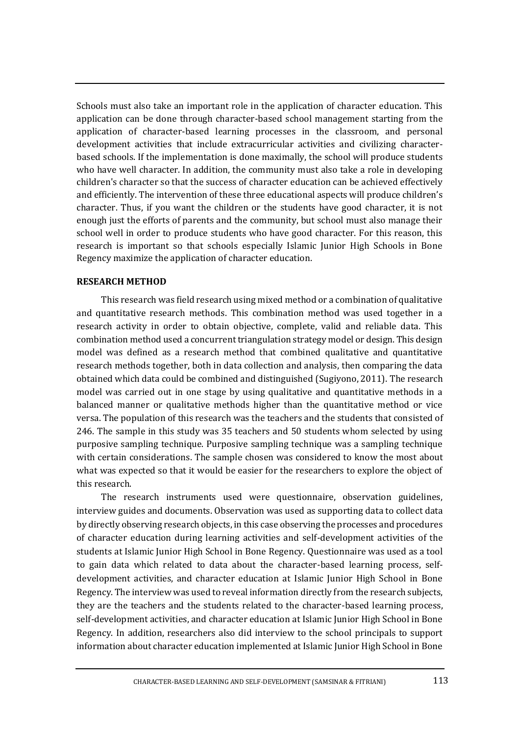Schools must also take an important role in the application of character education. This application can be done through character-based school management starting from the application of character-based learning processes in the classroom, and personal development activities that include extracurricular activities and civilizing character-based schools. If the implementation is done maximally, the school will produce students who have well character. In addition, the community must also take a role in developing children's character so that the success of character education can be achieved effectively and efficiently. The intervention of these three educational aspects will produce children's character. Thus, if you want the children or the students have good character, it is not enough just the efforts of parents and the community, but school must also manage their school well in order to produce students who have good character. For this reason, this research is important so that schools especially Islamic Junior High Schools in Bone Regency maximize the application of character education.

## RESEARCH METHOD

This research was field research using mixed method or a combination of qualitative and quantitative research methods. This combination method was used together in a research activity in order to obtain objective, complete, valid and reliable data. This combination method used a concurrent triangulation strategy model or design. This design model was defined as a research method that combined qualitative and quantitative research methods together, both in data collection and analysis, then comparing the data obtained which data could be combined and distinguished (Sugiyono, 2011). The research model was carried out in one stage by using qualitative and quantitative methods in a balanced manner or qualitative methods higher than the quantitative method or vice versa. The population of this research was the teachers and the students that consisted of 246. The sample in this study was 35 teachers and 50 students whom selected by using purposive sampling technique. Purposive sampling technique was a sampling technique with certain considerations. The sample chosen was considered to know the most about what was expected so that it would be easier for the researchers to explore the object of this research.

The research instruments used were questionnaire, observation guidelines, interview guides and documents. Observation was used as supporting data to collect data by directly observing research objects, in this case observing the processes and procedures of character education during learning activities and self-development activities of the students at Islamic Junior High School in Bone Regency. Questionnaire was used as a tool to gain data which related to data about the character-based learning process, self-development activities, and character education at Islamic Junior High School in Bone Regency. The interview was used to reveal information directly from the research subjects, they are the teachers and the students related to the character-based learning process, self-development activities, and character education at Islamic Junior High School in Bone Regency. In addition, researchers also did interview to the school principals to support information about character education implemented at Islamic Junior High School in Bone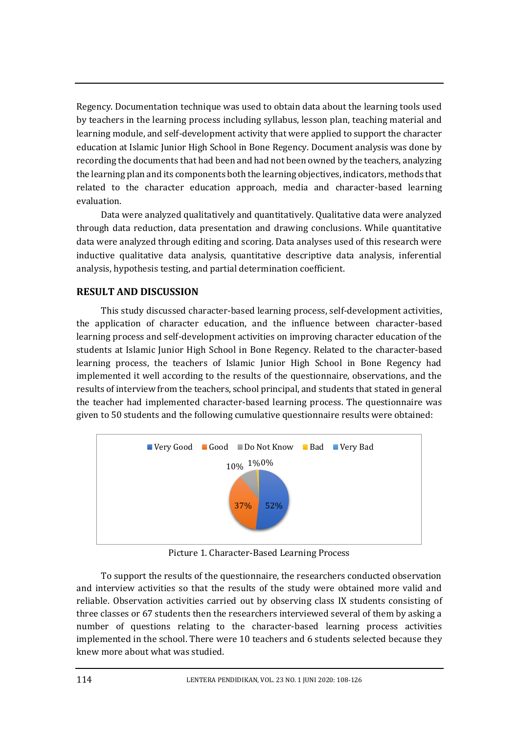Regency. Documentation technique was used to obtain data about the learning tools used by teachers in the learning process including syllabus, lesson plan, teaching material and learning module, and self-development activity that were applied to support the character education at Islamic Junior High School in Bone Regency. Document analysis was done by recording the documents that had been and had not been owned by the teachers, analyzing the learning plan and its components both the learning objectives, indicators, methods that related to the character education approach, media and character-based learning evaluation.

Data were analyzed qualitatively and quantitatively. Qualitative data were analyzed through data reduction, data presentation and drawing conclusions. While quantitative data were analyzed through editing and scoring. Data analyses used of this research were inductive qualitative data analysis, quantitative descriptive data analysis, inferential analysis, hypothesis testing, and partial determination coefficient.

## RESULT AND DISCUSSION

This study discussed character-based learning process, self-development activities, the application of character education, and the influence between character-based learning process and self-development activities on improving character education of the students at Islamic Junior High School in Bone Regency. Related to the character-based learning process, the teachers of Islamic Junior High School in Bone Regency had implemented it well according to the results of the questionnaire, observations, and the results of interview from the teachers, school principal, and students that stated in general the teacher had implemented character-based learning process. The questionnaire was given to 50 students and the following cumulative questionnaire results were obtained:

| Category | Percentage |
|---|---|
| Very Good | 52% |
| Good | 37% |
| Do Not Know | 10% |
| Bad | 1% |
| Very Bad | 0% |

Picture 1. Character-Based Learning Process

To support the results of the questionnaire, the researchers conducted observation and interview activities so that the results of the study were obtained more valid and reliable. Observation activities carried out by observing class IX students consisting of three classes or 67 students then the researchers interviewed several of them by asking a number of questions relating to the character-based learning process activities implemented in the school. There were 10 teachers and 6 students selected because they knew more about what was studied.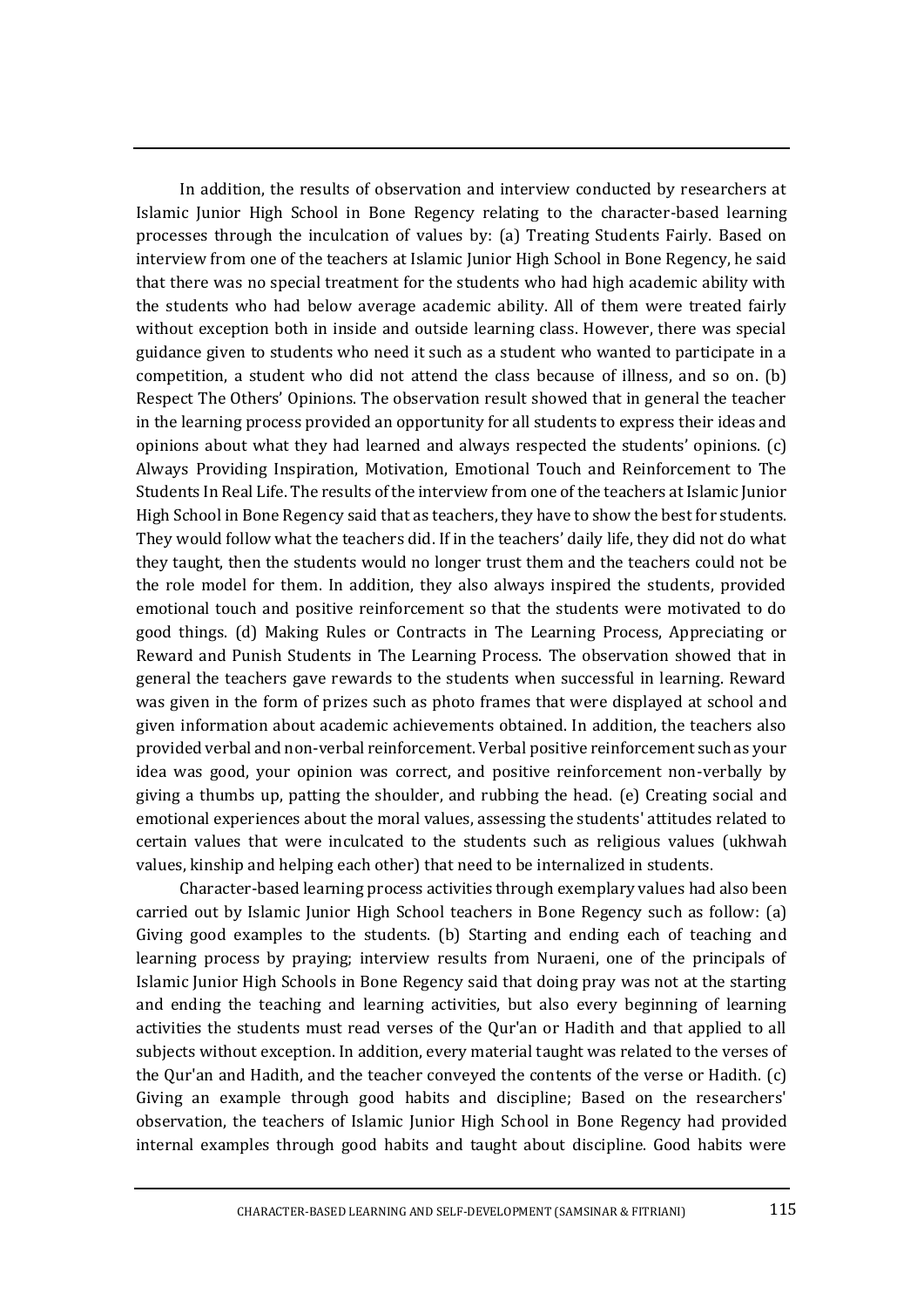In addition, the results of observation and interview conducted by researchers at Islamic Junior High School in Bone Regency relating to the character-based learning processes through the inculcation of values by: (a) Treating Students Fairly. Based on interview from one of the teachers at Islamic Junior High School in Bone Regency, he said that there was no special treatment for the students who had high academic ability with the students who had below average academic ability. All of them were treated fairly without exception both in inside and outside learning class. However, there was special guidance given to students who need it such as a student who wanted to participate in a competition, a student who did not attend the class because of illness, and so on. (b) Respect The Others' Opinions. The observation result showed that in general the teacher in the learning process provided an opportunity for all students to express their ideas and opinions about what they had learned and always respected the students' opinions. (c) Always Providing Inspiration, Motivation, Emotional Touch and Reinforcement to The Students In Real Life. The results of the interview from one of the teachers at Islamic Junior High School in Bone Regency said that as teachers, they have to show the best for students. They would follow what the teachers did. If in the teachers' daily life, they did not do what they taught, then the students would no longer trust them and the teachers could not be the role model for them. In addition, they also always inspired the students, provided emotional touch and positive reinforcement so that the students were motivated to do good things. (d) Making Rules or Contracts in The Learning Process, Appreciating or Reward and Punish Students in The Learning Process. The observation showed that in general the teachers gave rewards to the students when successful in learning. Reward was given in the form of prizes such as photo frames that were displayed at school and given information about academic achievements obtained. In addition, the teachers also provided verbal and non-verbal reinforcement. Verbal positive reinforcement such as your idea was good, your opinion was correct, and positive reinforcement non-verbally by giving a thumbs up, patting the shoulder, and rubbing the head. (e) Creating social and emotional experiences about the moral values, assessing the students' attitudes related to certain values that were inculcated to the students such as religious values (ukhwah values, kinship and helping each other) that need to be internalized in students.

Character-based learning process activities through exemplary values had also been carried out by Islamic Junior High School teachers in Bone Regency such as follow: (a) Giving good examples to the students. (b) Starting and ending each of teaching and learning process by praying; interview results from Nuraeni, one of the principals of Islamic Junior High Schools in Bone Regency said that doing pray was not at the starting and ending the teaching and learning activities, but also every beginning of learning activities the students must read verses of the Qur'an or Hadith and that applied to all subjects without exception. In addition, every material taught was related to the verses of the Qur'an and Hadith, and the teacher conveyed the contents of the verse or Hadith. (c) Giving an example through good habits and discipline; Based on the researchers' observation, the teachers of Islamic Junior High School in Bone Regency had provided internal examples through good habits and taught about discipline. Good habits were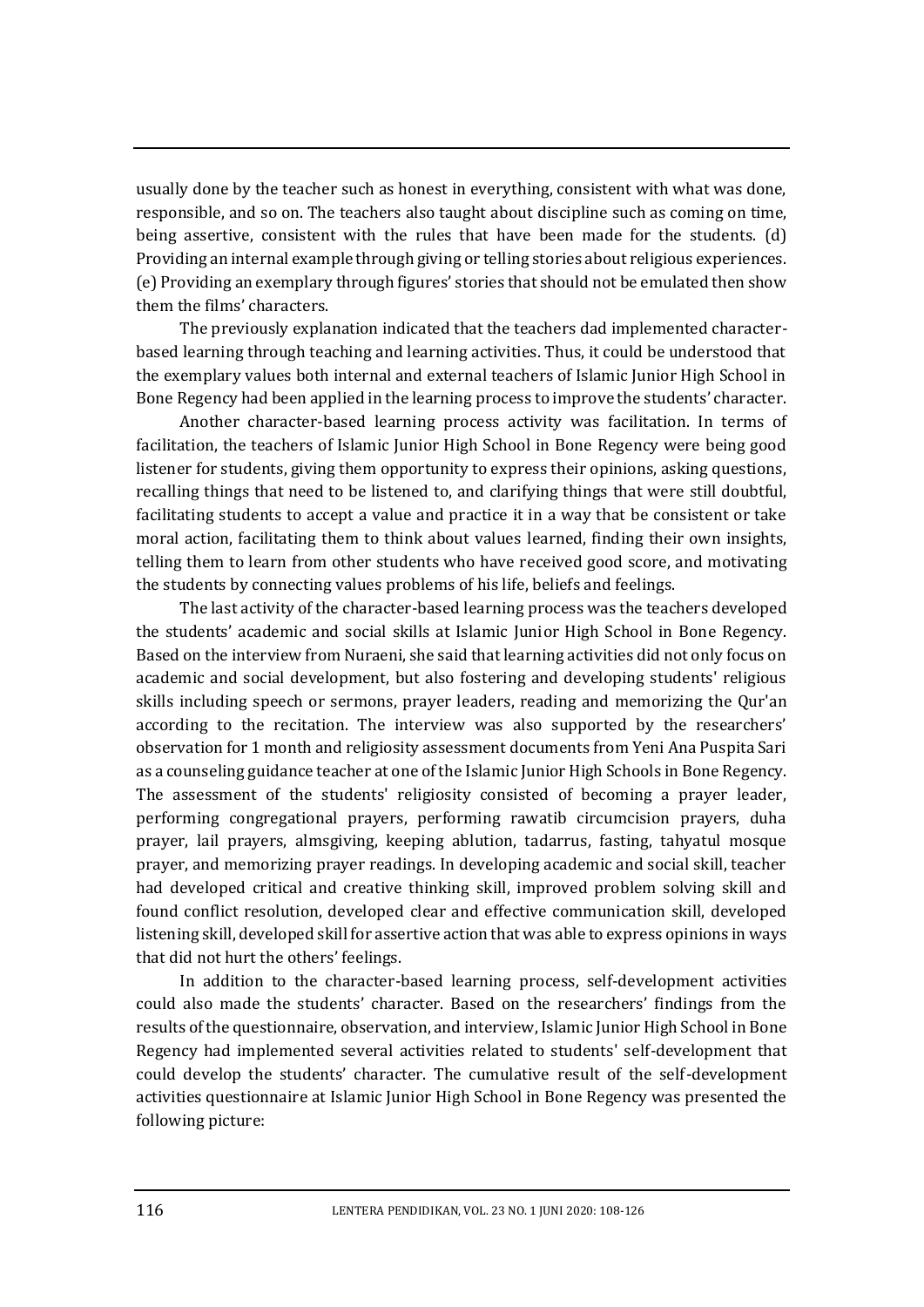usually done by the teacher such as honest in everything, consistent with what was done, responsible, and so on. The teachers also taught about discipline such as coming on time, being assertive, consistent with the rules that have been made for the students. (d) Providing an internal example through giving or telling stories about religious experiences. (e) Providing an exemplary through figures' stories that should not be emulated then show them the films' characters.

The previously explanation indicated that the teachers dad implemented character-based learning through teaching and learning activities. Thus, it could be understood that the exemplary values both internal and external teachers of Islamic Junior High School in Bone Regency had been applied in the learning process to improve the students' character.

Another character-based learning process activity was facilitation. In terms of facilitation, the teachers of Islamic Junior High School in Bone Regency were being good listener for students, giving them opportunity to express their opinions, asking questions, recalling things that need to be listened to, and clarifying things that were still doubtful, facilitating students to accept a value and practice it in a way that be consistent or take moral action, facilitating them to think about values learned, finding their own insights, telling them to learn from other students who have received good score, and motivating the students by connecting values problems of his life, beliefs and feelings.

The last activity of the character-based learning process was the teachers developed the students' academic and social skills at Islamic Junior High School in Bone Regency. Based on the interview from Nuraeni, she said that learning activities did not only focus on academic and social development, but also fostering and developing students' religious skills including speech or sermons, prayer leaders, reading and memorizing the Qur'an according to the recitation. The interview was also supported by the researchers' observation for 1 month and religiosity assessment documents from Yeni Ana Puspita Sari as a counseling guidance teacher at one of the Islamic Junior High Schools in Bone Regency. The assessment of the students' religiosity consisted of becoming a prayer leader, performing congregational prayers, performing rawatib circumcision prayers, duha prayer, lail prayers, almsgiving, keeping ablution, tadarrus, fasting, tahyatul mosque prayer, and memorizing prayer readings. In developing academic and social skill, teacher had developed critical and creative thinking skill, improved problem solving skill and found conflict resolution, developed clear and effective communication skill, developed listening skill, developed skill for assertive action that was able to express opinions in ways that did not hurt the others' feelings.

In addition to the character-based learning process, self-development activities could also made the students' character. Based on the researchers' findings from the results of the questionnaire, observation, and interview, Islamic Junior High School in Bone Regency had implemented several activities related to students' self-development that could develop the students' character. The cumulative result of the self-development activities questionnaire at Islamic Junior High School in Bone Regency was presented the following picture: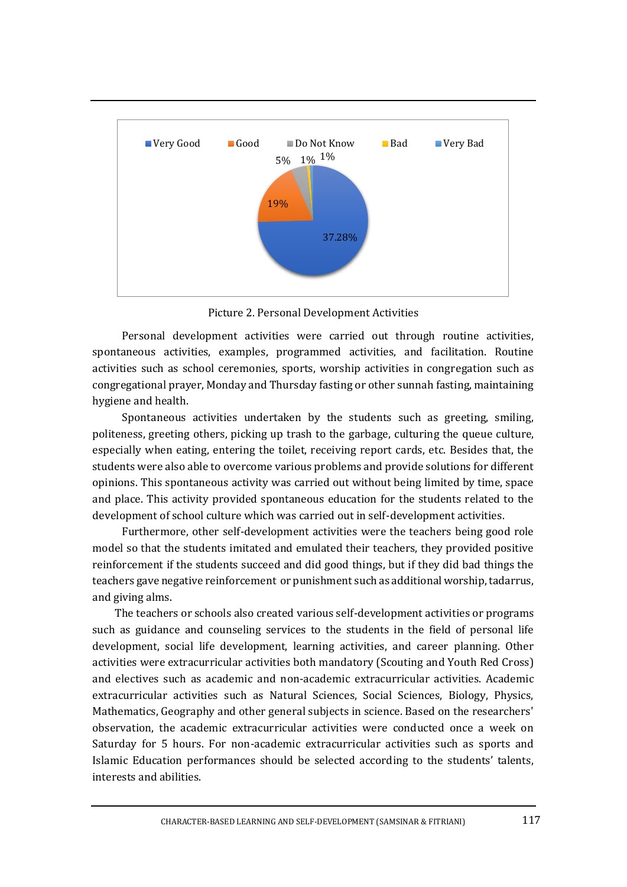Picture 2. Personal Development Activities

Personal development activities were carried out through routine activities, spontaneous activities, examples, programmed activities, and facilitation. Routine activities such as school ceremonies, sports, worship activities in congregation such as congregational prayer, Monday and Thursday fasting or other sunnah fasting, maintaining hygiene and health.

Spontaneous activities undertaken by the students such as greeting, smiling, politeness, greeting others, picking up trash to the garbage, culturing the queue culture, especially when eating, entering the toilet, receiving report cards, etc. Besides that, the students were also able to overcome various problems and provide solutions for different opinions. This spontaneous activity was carried out without being limited by time, space and place. This activity provided spontaneous education for the students related to the development of school culture which was carried out in self-development activities.

Furthermore, other self-development activities were the teachers being good role model so that the students imitated and emulated their teachers, they provided positive reinforcement if the students succeed and did good things, but if they did bad things the teachers gave negative reinforcement or punishment such as additional worship, tadarrus, and giving alms.

The teachers or schools also created various self-development activities or programs such as guidance and counseling services to the students in the field of personal life development, social life development, learning activities, and career planning. Other activities were extracurricular activities both mandatory (Scouting and Youth Red Cross) and electives such as academic and non-academic extracurricular activities. Academic extracurricular activities such as Natural Sciences, Social Sciences, Biology, Physics, Mathematics, Geography and other general subjects in science. Based on the researchers' observation, the academic extracurricular activities were conducted once a week on Saturday for 5 hours. For non-academic extracurricular activities such as sports and Islamic Education performances should be selected according to the students' talents, interests and abilities.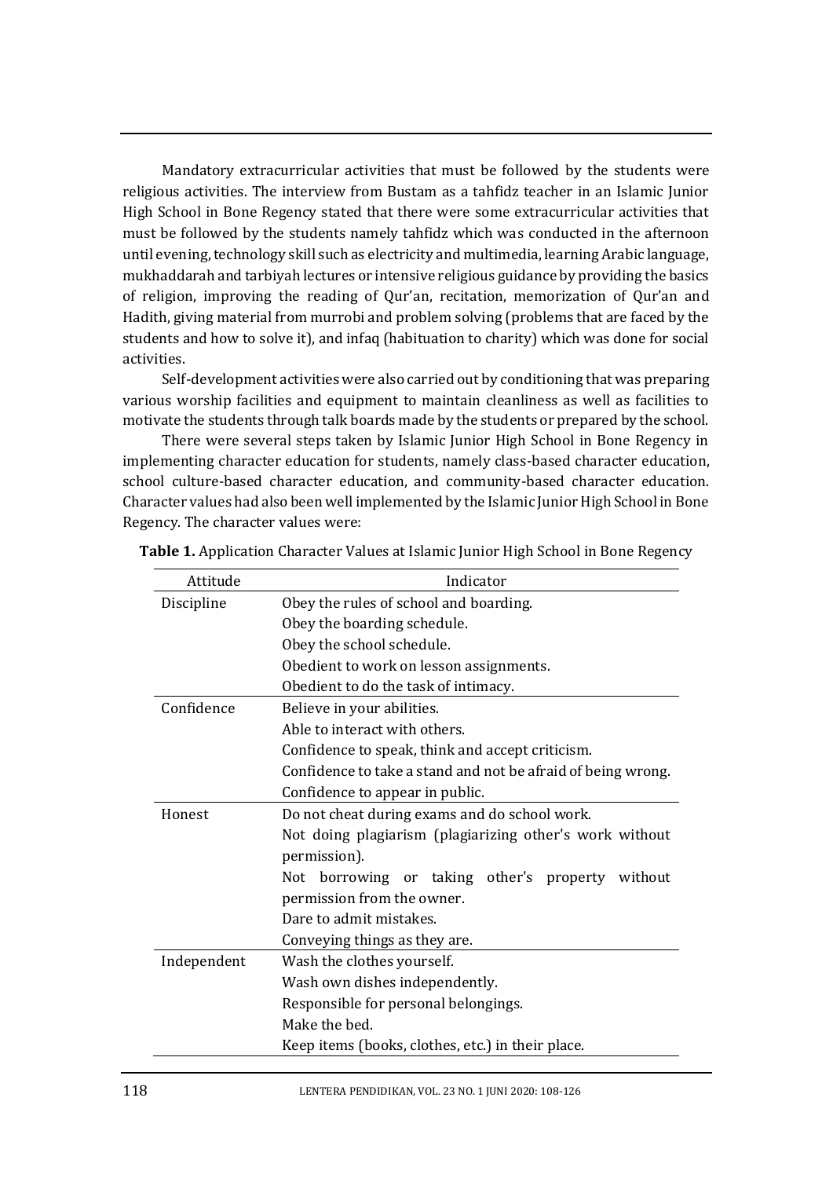Mandatory extracurricular activities that must be followed by the students were religious activities. The interview from Bustam as a tahfidz teacher in an Islamic Junior High School in Bone Regency stated that there were some extracurricular activities that must be followed by the students namely tahfidz which was conducted in the afternoon until evening, technology skill such as electricity and multimedia, learning Arabic language, mukhaddarah and tarbiyah lectures or intensive religious guidance by providing the basics of religion, improving the reading of Qur'an, recitation, memorization of Qur'an and Hadith, giving material from murrobi and problem solving (problems that are faced by the students and how to solve it), and infaq (habituation to charity) which was done for social activities.

Self-development activities were also carried out by conditioning that was preparing various worship facilities and equipment to maintain cleanliness as well as facilities to motivate the students through talk boards made by the students or prepared by the school.

There were several steps taken by Islamic Junior High School in Bone Regency in implementing character education for students, namely class-based character education, school culture-based character education, and community-based character education. Character values had also been well implemented by the Islamic Junior High School in Bone Regency. The character values were:

**Table 1.** Application Character Values at Islamic Junior High School in Bone Regency

| Attitude | Indicator |
|---|---|
| Discipline | Obey the rules of school and boarding. |
| | Obey the boarding schedule. |
| | Obey the school schedule. |
| | Obedient to work on lesson assignments. |
| | Obedient to do the task of intimacy. |
| Confidence | Believe in your abilities. |
| | Able to interact with others. |
| | Confidence to speak, think and accept criticism. |
| | Confidence to take a stand and not be afraid of being wrong. |
| | Confidence to appear in public. |
| Honest | Do not cheat during exams and do school work. |
| | Not doing plagiarism (plagiarizing other's work without permission). |
| | Not borrowing or taking other's property without permission from the owner. |
| | Dare to admit mistakes. |
| | Conveying things as they are. |
| Independent | Wash the clothes yourself. |
| | Wash own dishes independently. |
| | Responsible for personal belongings. |
| | Make the bed. |
| | Keep items (books, clothes, etc.) in their place. |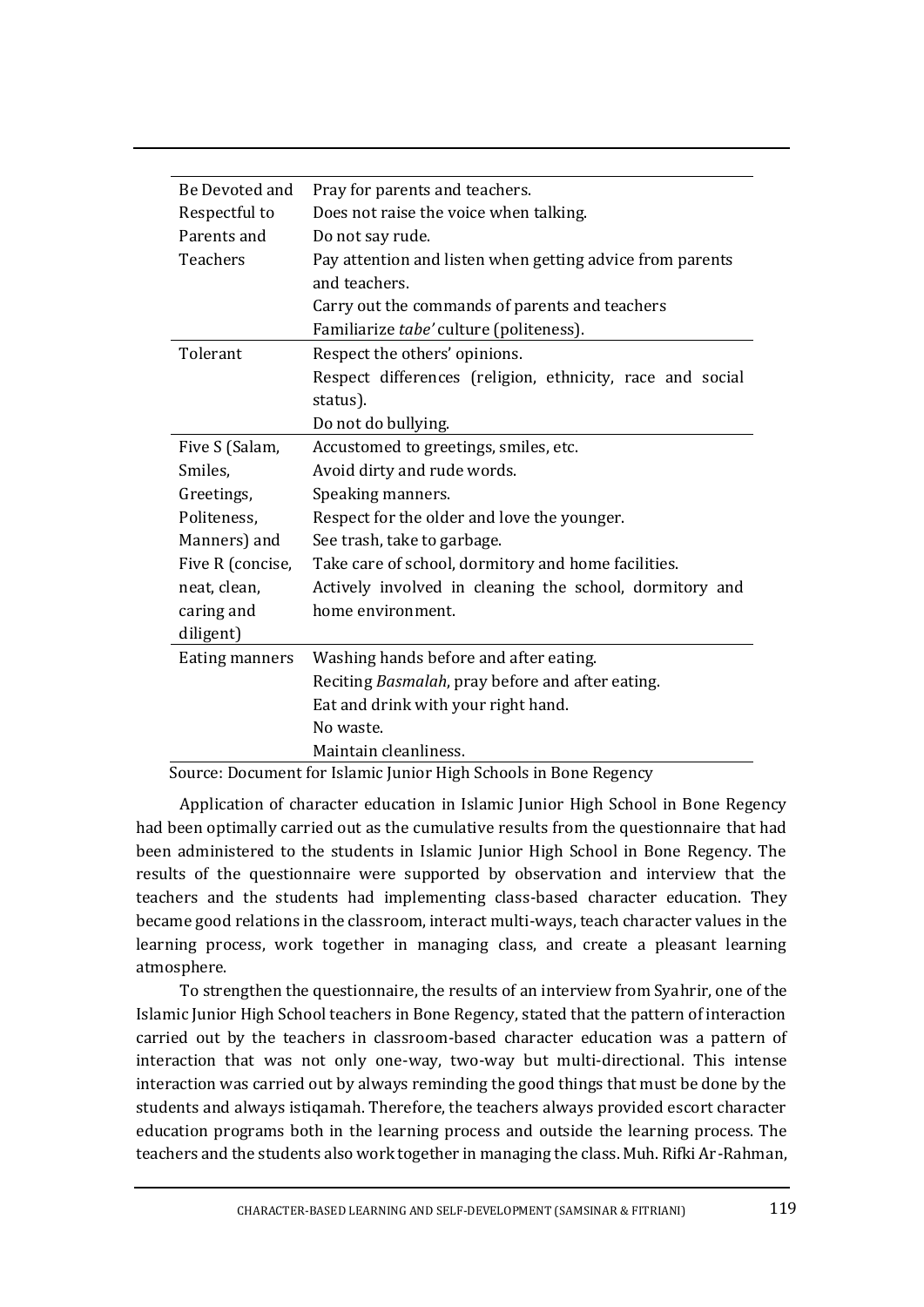| | |
|---|---|
| Be Devoted and Respectful to Parents and Teachers | Pray for parents and teachers.<br>Does not raise the voice when talking.<br>Do not say rude.<br>Pay attention and listen when getting advice from parents and teachers.<br>Carry out the commands of parents and teachers<br>Familiarize *tabe'* culture (politeness). |
| Tolerant | Respect the others' opinions.<br>Respect differences (religion, ethnicity, race and social status).<br>Do not do bullying. |
| Five S (Salam, Smiles, Greetings, Politeness, Manners) and Five R (concise, neat, clean, caring and diligent) | Accustomed to greetings, smiles, etc.<br>Avoid dirty and rude words.<br>Speaking manners.<br>Respect for the older and love the younger.<br>See trash, take to garbage.<br>Take care of school, dormitory and home facilities.<br>Actively involved in cleaning the school, dormitory and home environment. |
| Eating manners | Washing hands before and after eating.<br>Reciting *Basmalah*, pray before and after eating.<br>Eat and drink with your right hand.<br>No waste.<br>Maintain cleanliness. |

Source: Document for Islamic Junior High Schools in Bone Regency

Application of character education in Islamic Junior High School in Bone Regency had been optimally carried out as the cumulative results from the questionnaire that had been administered to the students in Islamic Junior High School in Bone Regency. The results of the questionnaire were supported by observation and interview that the teachers and the students had implementing class-based character education. They became good relations in the classroom, interact multi-ways, teach character values in the learning process, work together in managing class, and create a pleasant learning atmosphere.

To strengthen the questionnaire, the results of an interview from Syahrir, one of the Islamic Junior High School teachers in Bone Regency, stated that the pattern of interaction carried out by the teachers in classroom-based character education was a pattern of interaction that was not only one-way, two-way but multi-directional. This intense interaction was carried out by always reminding the good things that must be done by the students and always istiqamah. Therefore, the teachers always provided escort character education programs both in the learning process and outside the learning process. The teachers and the students also work together in managing the class. Muh. Rifki Ar-Rahman,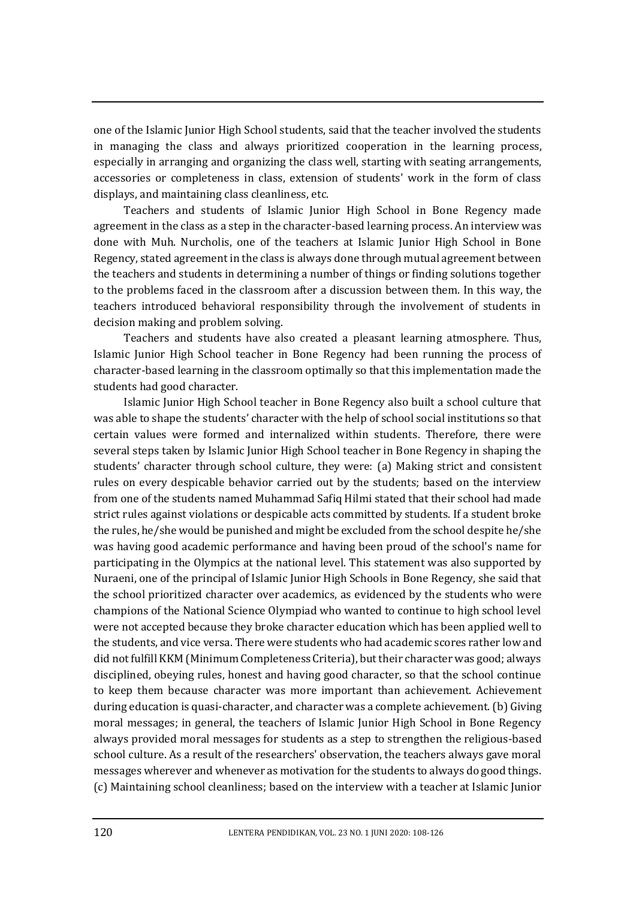one of the Islamic Junior High School students, said that the teacher involved the students in managing the class and always prioritized cooperation in the learning process, especially in arranging and organizing the class well, starting with seating arrangements, accessories or completeness in class, extension of students' work in the form of class displays, and maintaining class cleanliness, etc.

Teachers and students of Islamic Junior High School in Bone Regency made agreement in the class as a step in the character-based learning process. An interview was done with Muh. Nurcholis, one of the teachers at Islamic Junior High School in Bone Regency, stated agreement in the class is always done through mutual agreement between the teachers and students in determining a number of things or finding solutions together to the problems faced in the classroom after a discussion between them. In this way, the teachers introduced behavioral responsibility through the involvement of students in decision making and problem solving.

Teachers and students have also created a pleasant learning atmosphere. Thus, Islamic Junior High School teacher in Bone Regency had been running the process of character-based learning in the classroom optimally so that this implementation made the students had good character.

Islamic Junior High School teacher in Bone Regency also built a school culture that was able to shape the students' character with the help of school social institutions so that certain values were formed and internalized within students. Therefore, there were several steps taken by Islamic Junior High School teacher in Bone Regency in shaping the students' character through school culture, they were: (a) Making strict and consistent rules on every despicable behavior carried out by the students; based on the interview from one of the students named Muhammad Safiq Hilmi stated that their school had made strict rules against violations or despicable acts committed by students. If a student broke the rules, he/she would be punished and might be excluded from the school despite he/she was having good academic performance and having been proud of the school's name for participating in the Olympics at the national level. This statement was also supported by Nuraeni, one of the principal of Islamic Junior High Schools in Bone Regency, she said that the school prioritized character over academics, as evidenced by the students who were champions of the National Science Olympiad who wanted to continue to high school level were not accepted because they broke character education which has been applied well to the students, and vice versa. There were students who had academic scores rather low and did not fulfill KKM (Minimum Completeness Criteria), but their character was good; always disciplined, obeying rules, honest and having good character, so that the school continue to keep them because character was more important than achievement. Achievement during education is quasi-character, and character was a complete achievement. (b) Giving moral messages; in general, the teachers of Islamic Junior High School in Bone Regency always provided moral messages for students as a step to strengthen the religious-based school culture. As a result of the researchers' observation, the teachers always gave moral messages wherever and whenever as motivation for the students to always do good things. (c) Maintaining school cleanliness; based on the interview with a teacher at Islamic Junior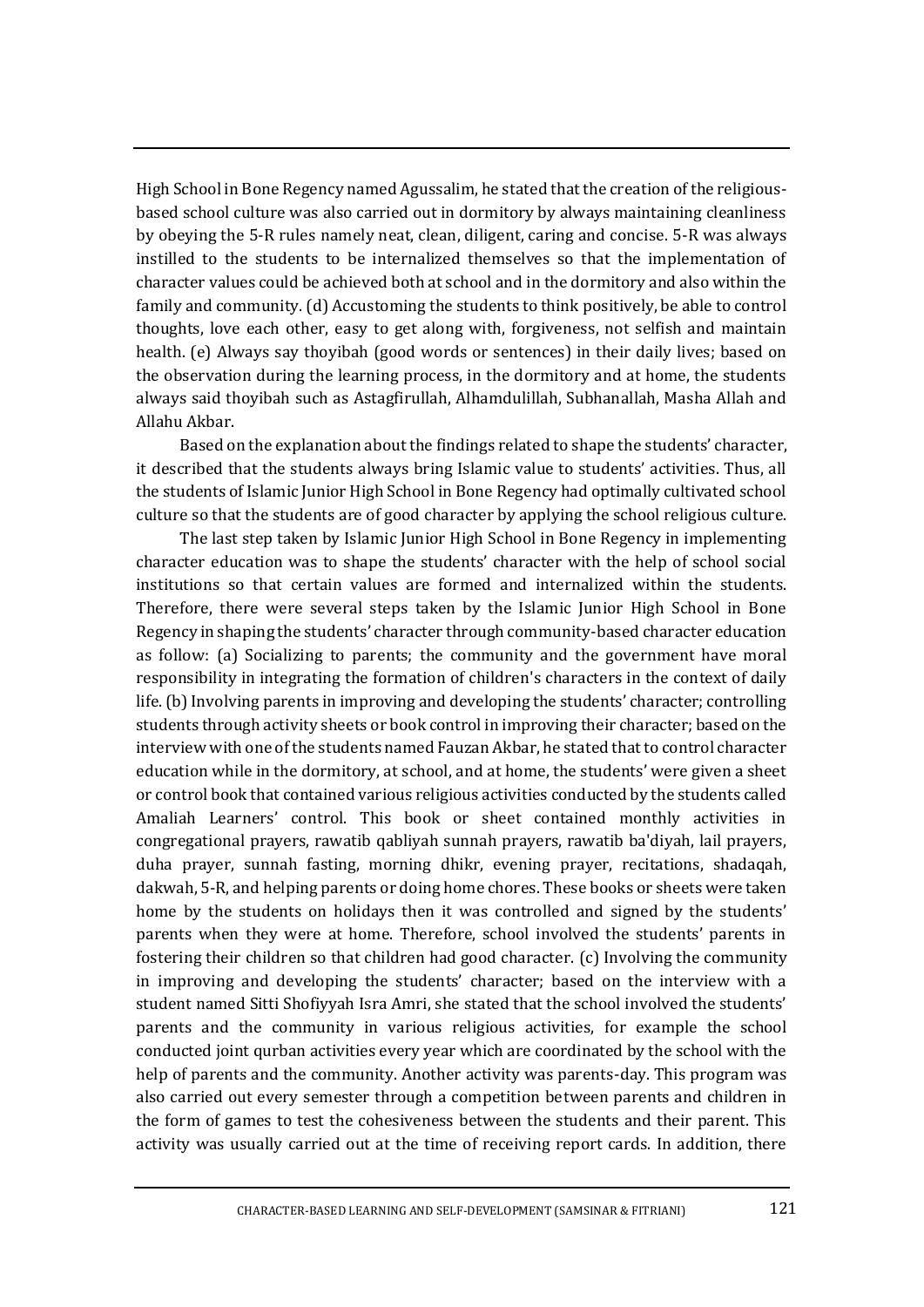High School in Bone Regency named Agussalim, he stated that the creation of the religious-based school culture was also carried out in dormitory by always maintaining cleanliness by obeying the 5-R rules namely neat, clean, diligent, caring and concise. 5-R was always instilled to the students to be internalized themselves so that the implementation of character values could be achieved both at school and in the dormitory and also within the family and community. (d) Accustoming the students to think positively, be able to control thoughts, love each other, easy to get along with, forgiveness, not selfish and maintain health. (e) Always say thoyibah (good words or sentences) in their daily lives; based on the observation during the learning process, in the dormitory and at home, the students always said thoyibah such as Astagfirullah, Alhamdulillah, Subhanallah, Masha Allah and Allahu Akbar.

Based on the explanation about the findings related to shape the students' character, it described that the students always bring Islamic value to students' activities. Thus, all the students of Islamic Junior High School in Bone Regency had optimally cultivated school culture so that the students are of good character by applying the school religious culture.

The last step taken by Islamic Junior High School in Bone Regency in implementing character education was to shape the students' character with the help of school social institutions so that certain values are formed and internalized within the students. Therefore, there were several steps taken by the Islamic Junior High School in Bone Regency in shaping the students' character through community-based character education as follow: (a) Socializing to parents; the community and the government have moral responsibility in integrating the formation of children's characters in the context of daily life. (b) Involving parents in improving and developing the students' character; controlling students through activity sheets or book control in improving their character; based on the interview with one of the students named Fauzan Akbar, he stated that to control character education while in the dormitory, at school, and at home, the students' were given a sheet or control book that contained various religious activities conducted by the students called Amaliah Learners' control. This book or sheet contained monthly activities in congregational prayers, rawatib qabliyah sunnah prayers, rawatib ba'diyah, lail prayers, duha prayer, sunnah fasting, morning dhikr, evening prayer, recitations, shadaqah, dakwah, 5-R, and helping parents or doing home chores. These books or sheets were taken home by the students on holidays then it was controlled and signed by the students' parents when they were at home. Therefore, school involved the students' parents in fostering their children so that children had good character. (c) Involving the community in improving and developing the students' character; based on the interview with a student named Sitti Shofiyyah Isra Amri, she stated that the school involved the students' parents and the community in various religious activities, for example the school conducted joint qurban activities every year which are coordinated by the school with the help of parents and the community. Another activity was parents-day. This program was also carried out every semester through a competition between parents and children in the form of games to test the cohesiveness between the students and their parent. This activity was usually carried out at the time of receiving report cards. In addition, there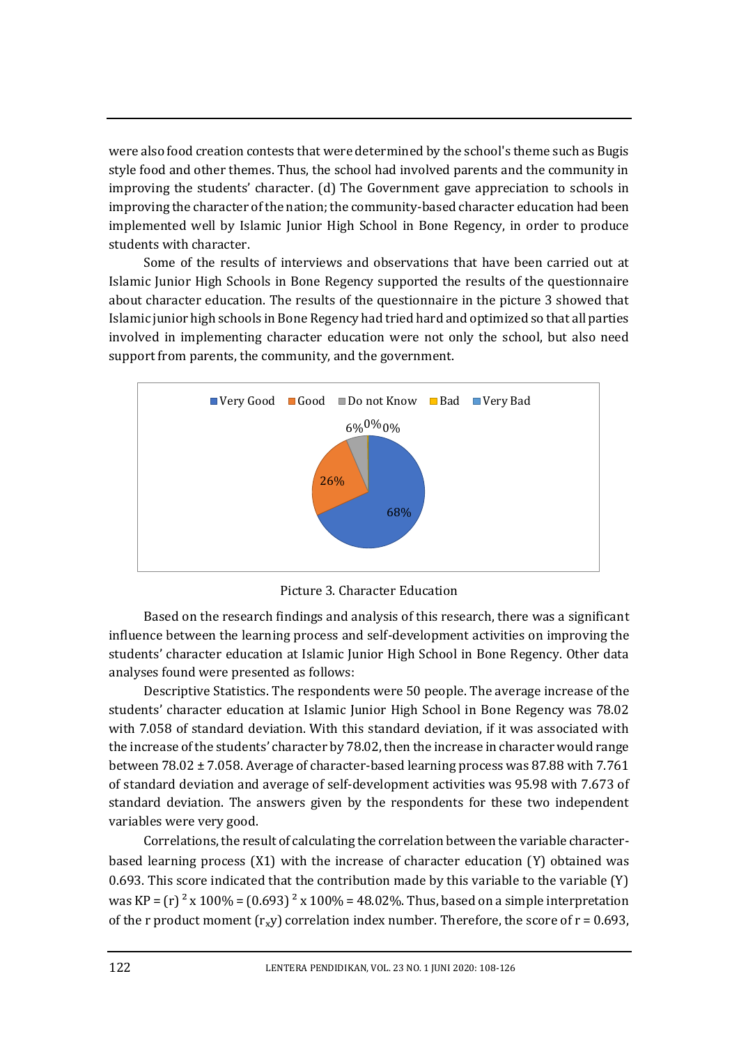were also food creation contests that were determined by the school's theme such as Bugis style food and other themes. Thus, the school had involved parents and the community in improving the students' character. (d) The Government gave appreciation to schools in improving the character of the nation; the community-based character education had been implemented well by Islamic Junior High School in Bone Regency, in order to produce students with character.

Some of the results of interviews and observations that have been carried out at Islamic Junior High Schools in Bone Regency supported the results of the questionnaire about character education. The results of the questionnaire in the picture 3 showed that Islamic junior high schools in Bone Regency had tried hard and optimized so that all parties involved in implementing character education were not only the school, but also need support from parents, the community, and the government.

Picture 3. Character Education

Based on the research findings and analysis of this research, there was a significant influence between the learning process and self-development activities on improving the students' character education at Islamic Junior High School in Bone Regency. Other data analyses found were presented as follows:

Descriptive Statistics. The respondents were 50 people. The average increase of the students' character education at Islamic Junior High School in Bone Regency was 78.02 with 7.058 of standard deviation. With this standard deviation, if it was associated with the increase of the students' character by 78.02, then the increase in character would range between 78.02 ± 7.058. Average of character-based learning process was 87.88 with 7.761 of standard deviation and average of self-development activities was 95.98 with 7.673 of standard deviation. The answers given by the respondents for these two independent variables were very good.

Correlations, the result of calculating the correlation between the variable character-based learning process (X1) with the increase of character education (Y) obtained was 0.693. This score indicated that the contribution made by this variable to the variable (Y) was $KP = (r)^2 \times 100\% = (0.693)^2 \times 100\% = 48.02\%$. Thus, based on a simple interpretation of the r product moment ($r_x y$) correlation index number. Therefore, the score of $r = 0.693$,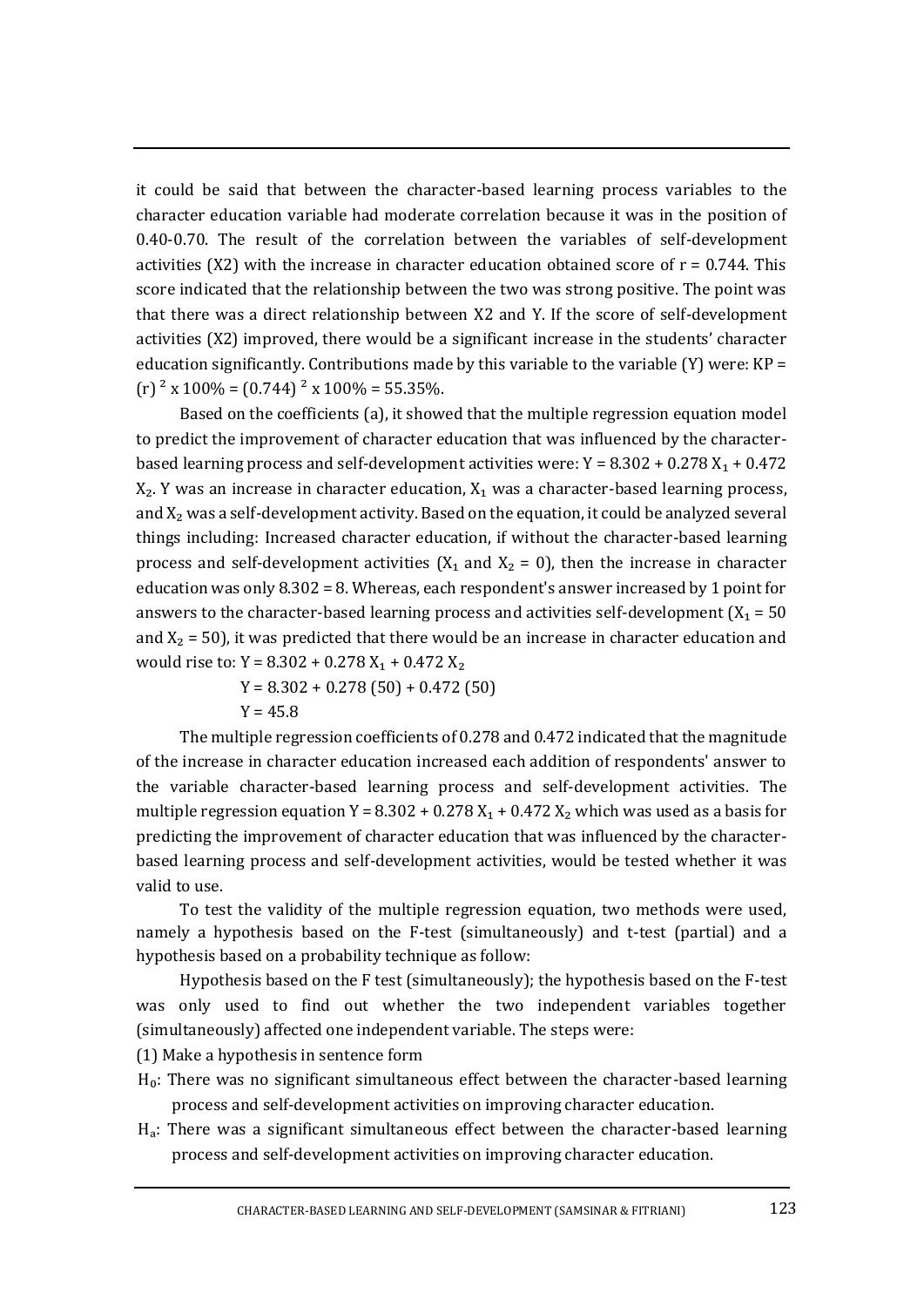it could be said that between the character-based learning process variables to the character education variable had moderate correlation because it was in the position of 0.40-0.70. The result of the correlation between the variables of self-development activities (X2) with the increase in character education obtained score of $r = 0.744$. This score indicated that the relationship between the two was strong positive. The point was that there was a direct relationship between X2 and Y. If the score of self-development activities (X2) improved, there would be a significant increase in the students' character education significantly. Contributions made by this variable to the variable (Y) were: $KP = (r)^2 \times 100\% = (0.744)^2 \times 100\% = 55.35\%$.

Based on the coefficients (a), it showed that the multiple regression equation model to predict the improvement of character education that was influenced by the character-based learning process and self-development activities were: $Y = 8.302 + 0.278\ X_1 + 0.472\ X_2$. Y was an increase in character education, $X_1$ was a character-based learning process, and $X_2$ was a self-development activity. Based on the equation, it could be analyzed several things including: Increased character education, if without the character-based learning process and self-development activities ($X_1$ and $X_2 = 0$), then the increase in character education was only $8.302 = 8$. Whereas, each respondent's answer increased by 1 point for answers to the character-based learning process and activities self-development ($X_1 = 50$ and $X_2 = 50$), it was predicted that there would be an increase in character education and would rise to: $Y = 8.302 + 0.278\ X_1 + 0.472\ X_2$

$$Y = 8.302 + 0.278\ (50) + 0.472\ (50)$$

$$Y = 45.8$$

The multiple regression coefficients of 0.278 and 0.472 indicated that the magnitude of the increase in character education increased each addition of respondents' answer to the variable character-based learning process and self-development activities. The multiple regression equation $Y = 8.302 + 0.278\ X_1 + 0.472\ X_2$ which was used as a basis for predicting the improvement of character education that was influenced by the character-based learning process and self-development activities, would be tested whether it was valid to use.

To test the validity of the multiple regression equation, two methods were used, namely a hypothesis based on the F-test (simultaneously) and t-test (partial) and a hypothesis based on a probability technique as follow:

Hypothesis based on the F test (simultaneously); the hypothesis based on the F-test was only used to find out whether the two independent variables together (simultaneously) affected one independent variable. The steps were:

(1) Make a hypothesis in sentence form

$H_0$: There was no significant simultaneous effect between the character-based learning process and self-development activities on improving character education.

$H_a$: There was a significant simultaneous effect between the character-based learning process and self-development activities on improving character education.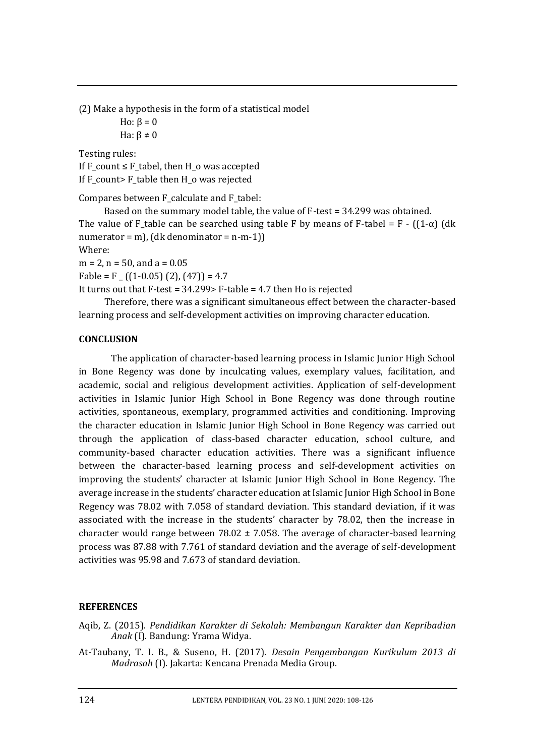(2) Make a hypothesis in the form of a statistical model

Ho: $\beta = 0$

Ha: $\beta \neq 0$

Testing rules:

If $F_{count} \leq F_{tabel}$, then $H_o$ was accepted

If $F_{count} > F_{table}$ then $H_o$ was rejected

Compares between $F_{calculate}$ and $F_{tabel}$:

Based on the summary model table, the value of F-test = 34.299 was obtained. The value of $F_{table}$ can be searched using table F by means of F-tabel = F - ((1-α) (dk numerator = m), (dk denominator = n-m-1))

Where:

m = 2, n = 50, and a = 0.05

Fable = F _ ((1-0.05) (2), (47)) = 4.7

It turns out that F-test = 34.299> F-table = 4.7 then Ho is rejected

Therefore, there was a significant simultaneous effect between the character-based learning process and self-development activities on improving character education.

## CONCLUSION

The application of character-based learning process in Islamic Junior High School in Bone Regency was done by inculcating values, exemplary values, facilitation, and academic, social and religious development activities. Application of self-development activities in Islamic Junior High School in Bone Regency was done through routine activities, spontaneous, exemplary, programmed activities and conditioning. Improving the character education in Islamic Junior High School in Bone Regency was carried out through the application of class-based character education, school culture, and community-based character education activities. There was a significant influence between the character-based learning process and self-development activities on improving the students' character at Islamic Junior High School in Bone Regency. The average increase in the students' character education at Islamic Junior High School in Bone Regency was 78.02 with 7.058 of standard deviation. This standard deviation, if it was associated with the increase in the students' character by 78.02, then the increase in character would range between 78.02 ± 7.058. The average of character-based learning process was 87.88 with 7.761 of standard deviation and the average of self-development activities was 95.98 and 7.673 of standard deviation.

## REFERENCES

Aqib, Z. (2015). *Pendidikan Karakter di Sekolah: Membangun Karakter dan Kepribadian Anak* (I). Bandung: Yrama Widya.

At-Taubany, T. I. B., & Suseno, H. (2017). *Desain Pengembangan Kurikulum 2013 di Madrasah* (I). Jakarta: Kencana Prenada Media Group.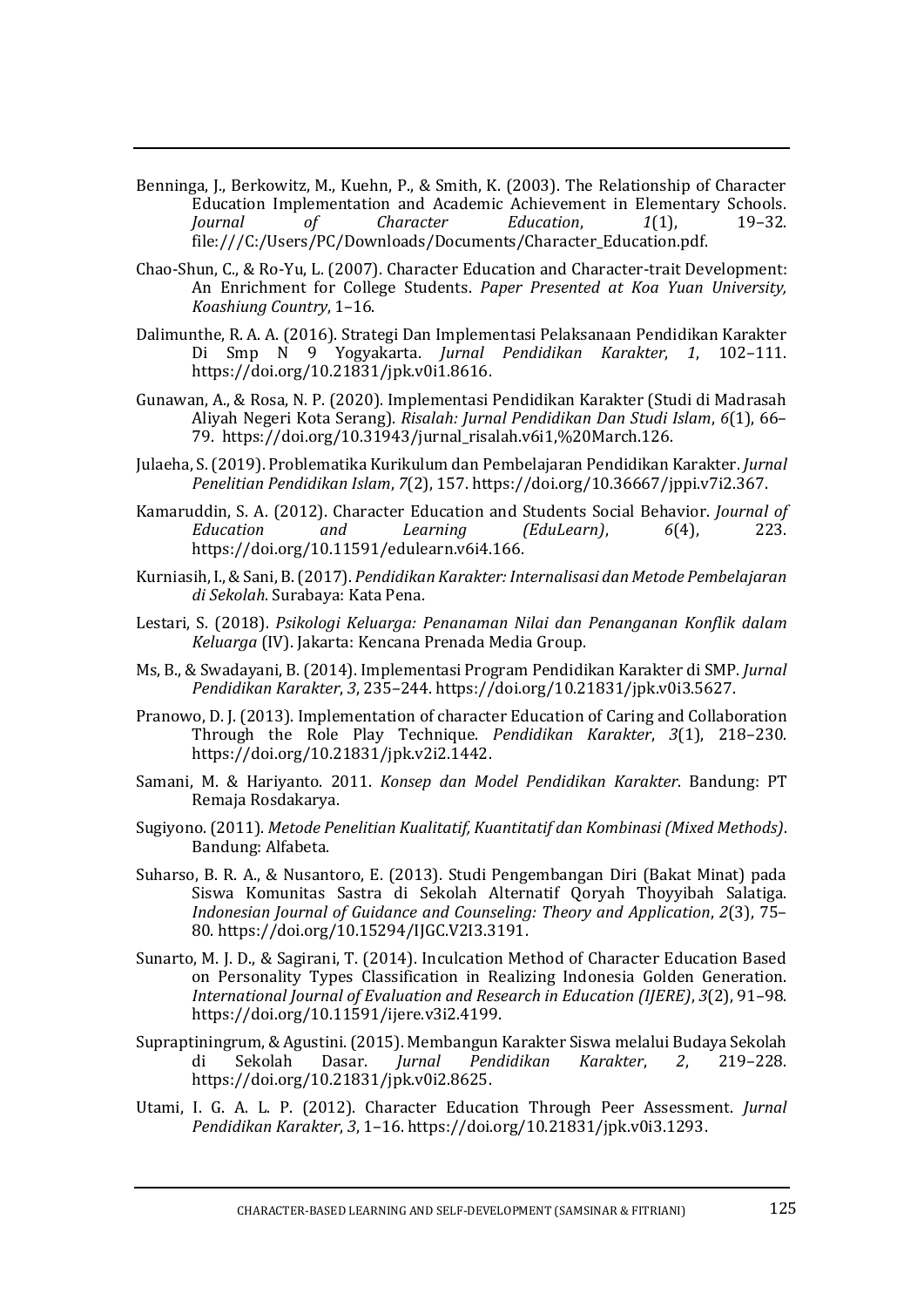Benninga, J., Berkowitz, M., Kuehn, P., & Smith, K. (2003). The Relationship of Character Education Implementation and Academic Achievement in Elementary Schools. *Journal of Character Education*, *1*(1), 19–32. file:///C:/Users/PC/Downloads/Documents/Character_Education.pdf.

Chao-Shun, C., & Ro-Yu, L. (2007). Character Education and Character-trait Development: An Enrichment for College Students. *Paper Presented at Koa Yuan University, Koashiung Country*, 1–16.

Dalimunthe, R. A. A. (2016). Strategi Dan Implementasi Pelaksanaan Pendidikan Karakter Di Smp N 9 Yogyakarta. *Jurnal Pendidikan Karakter*, *1*, 102–111. https://doi.org/10.21831/jpk.v0i1.8616.

Gunawan, A., & Rosa, N. P. (2020). Implementasi Pendidikan Karakter (Studi di Madrasah Aliyah Negeri Kota Serang). *Risalah: Jurnal Pendidikan Dan Studi Islam*, *6*(1), 66–79. https://doi.org/10.31943/jurnal_risalah.v6i1,%20March.126.

Julaeha, S. (2019). Problematika Kurikulum dan Pembelajaran Pendidikan Karakter. *Jurnal Penelitian Pendidikan Islam*, *7*(2), 157. https://doi.org/10.36667/jppi.v7i2.367.

Kamaruddin, S. A. (2012). Character Education and Students Social Behavior. *Journal of Education and Learning (EduLearn)*, *6*(4), 223. https://doi.org/10.11591/edulearn.v6i4.166.

Kurniasih, I., & Sani, B. (2017). *Pendidikan Karakter: Internalisasi dan Metode Pembelajaran di Sekolah*. Surabaya: Kata Pena.

Lestari, S. (2018). *Psikologi Keluarga: Penanaman Nilai dan Penanganan Konflik dalam Keluarga* (IV). Jakarta: Kencana Prenada Media Group.

Ms, B., & Swadayani, B. (2014). Implementasi Program Pendidikan Karakter di SMP. *Jurnal Pendidikan Karakter*, *3*, 235–244. https://doi.org/10.21831/jpk.v0i3.5627.

Pranowo, D. J. (2013). Implementation of character Education of Caring and Collaboration Through the Role Play Technique. *Pendidikan Karakter*, *3*(1), 218–230. https://doi.org/10.21831/jpk.v2i2.1442.

Samani, M. & Hariyanto. 2011. *Konsep dan Model Pendidikan Karakter*. Bandung: PT Remaja Rosdakarya.

Sugiyono. (2011). *Metode Penelitian Kualitatif, Kuantitatif dan Kombinasi (Mixed Methods)*. Bandung: Alfabeta.

Suharso, B. R. A., & Nusantoro, E. (2013). Studi Pengembangan Diri (Bakat Minat) pada Siswa Komunitas Sastra di Sekolah Alternatif Qoryah Thoyyibah Salatiga. *Indonesian Journal of Guidance and Counseling: Theory and Application*, *2*(3), 75–80. https://doi.org/10.15294/IJGC.V2I3.3191.

Sunarto, M. J. D., & Sagirani, T. (2014). Inculcation Method of Character Education Based on Personality Types Classification in Realizing Indonesia Golden Generation. *International Journal of Evaluation and Research in Education (IJERE)*, *3*(2), 91–98. https://doi.org/10.11591/ijere.v3i2.4199.

Supraptiningrum, & Agustini. (2015). Membangun Karakter Siswa melalui Budaya Sekolah di Sekolah Dasar. *Jurnal Pendidikan Karakter*, *2*, 219–228. https://doi.org/10.21831/jpk.v0i2.8625.

Utami, I. G. A. L. P. (2012). Character Education Through Peer Assessment. *Jurnal Pendidikan Karakter*, *3*, 1–16. https://doi.org/10.21831/jpk.v0i3.1293.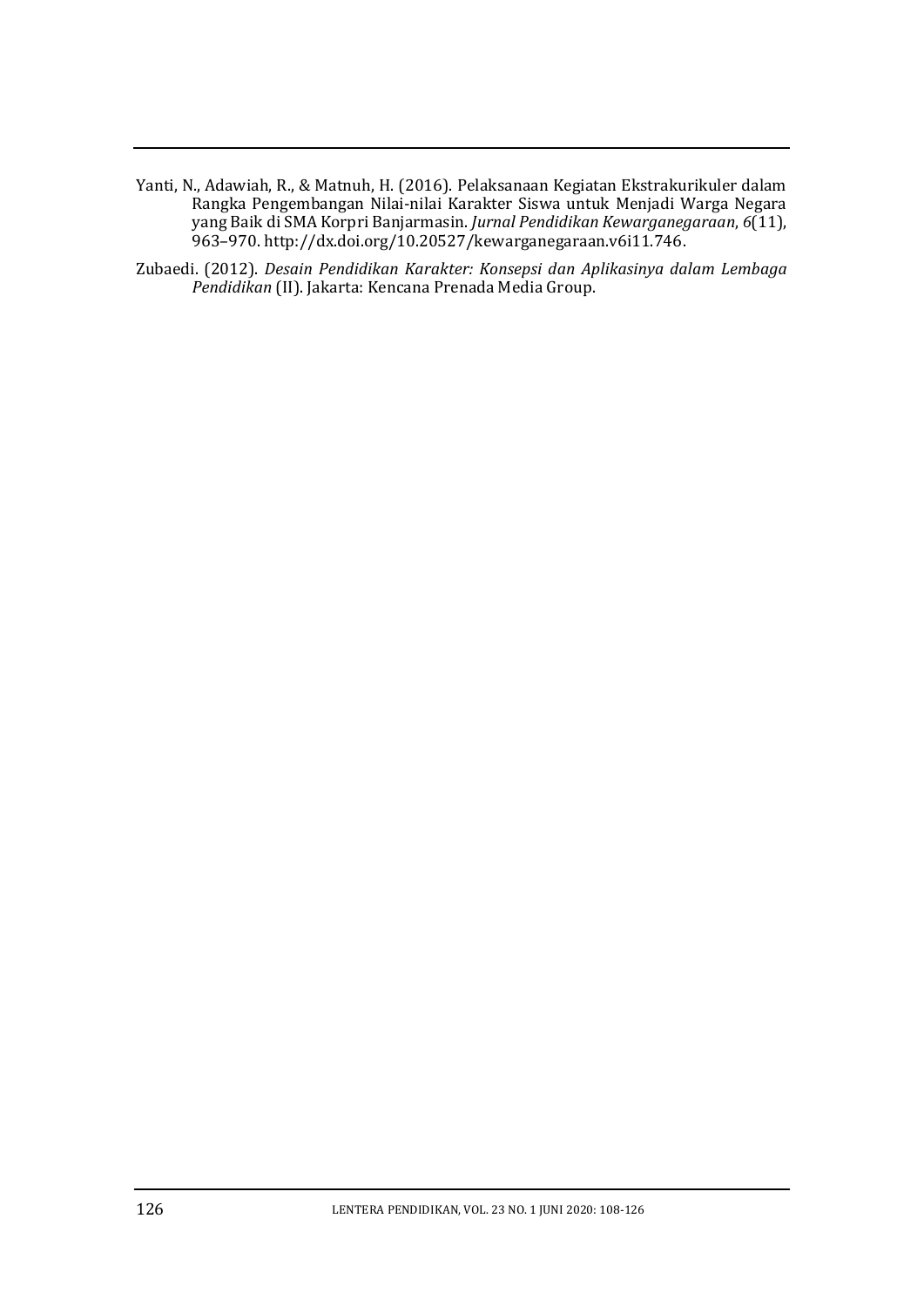Yanti, N., Adawiah, R., & Matnuh, H. (2016). Pelaksanaan Kegiatan Ekstrakurikuler dalam Rangka Pengembangan Nilai-nilai Karakter Siswa untuk Menjadi Warga Negara yang Baik di SMA Korpri Banjarmasin. *Jurnal Pendidikan Kewarganegaraan*, *6*(11), 963–970. http://dx.doi.org/10.20527/kewarganegaraan.v6i11.746.

Zubaedi. (2012). *Desain Pendidikan Karakter: Konsepsi dan Aplikasinya dalam Lembaga Pendidikan* (II). Jakarta: Kencana Prenada Media Group.